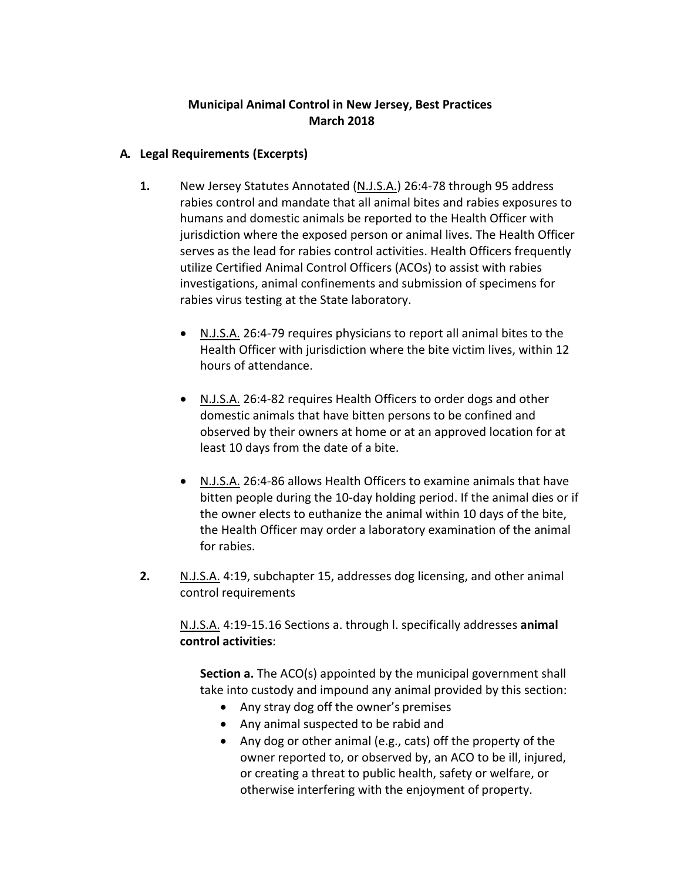# Municipal Animal Control in New Jersey, Best Practices
## March 2018

### A. Legal Requirements (Excerpts)

1. New Jersey Statutes Annotated (N.J.S.A.) 26:4-78 through 95 address rabies control and mandate that all animal bites and rabies exposures to humans and domestic animals be reported to the Health Officer with jurisdiction where the exposed person or animal lives. The Health Officer serves as the lead for rabies control activities. Health Officers frequently utilize Certified Animal Control Officers (ACOs) to assist with rabies investigations, animal confinements and submission of specimens for rabies virus testing at the State laboratory.

   - N.J.S.A. 26:4-79 requires physicians to report all animal bites to the Health Officer with jurisdiction where the bite victim lives, within 12 hours of attendance.
   - N.J.S.A. 26:4-82 requires Health Officers to order dogs and other domestic animals that have bitten persons to be confined and observed by their owners at home or at an approved location for at least 10 days from the date of a bite.
   - N.J.S.A. 26:4-86 allows Health Officers to examine animals that have bitten people during the 10-day holding period. If the animal dies or if the owner elects to euthanize the animal within 10 days of the bite, the Health Officer may order a laboratory examination of the animal for rabies.

2. N.J.S.A. 4:19, subchapter 15, addresses dog licensing, and other animal control requirements

   N.J.S.A. 4:19-15.16 Sections a. through l. specifically addresses **animal control activities**:

   **Section a.** The ACO(s) appointed by the municipal government shall take into custody and impound any animal provided by this section:
   - Any stray dog off the owner's premises
   - Any animal suspected to be rabid and
   - Any dog or other animal (e.g., cats) off the property of the owner reported to, or observed by, an ACO to be ill, injured, or creating a threat to public health, safety or welfare, or otherwise interfering with the enjoyment of property.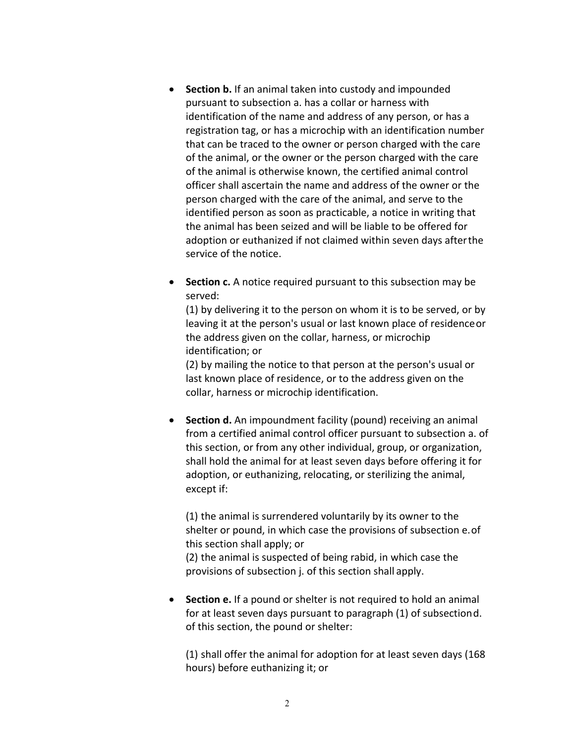- **Section b.** If an animal taken into custody and impounded pursuant to subsection a. has a collar or harness with identification of the name and address of any person, or has a registration tag, or has a microchip with an identification number that can be traced to the owner or person charged with the care of the animal, or the owner or the person charged with the care of the animal is otherwise known, the certified animal control officer shall ascertain the name and address of the owner or the person charged with the care of the animal, and serve to the identified person as soon as practicable, a notice in writing that the animal has been seized and will be liable to be offered for adoption or euthanized if not claimed within seven days after the service of the notice.

- **Section c.** A notice required pursuant to this subsection may be served:

  (1) by delivering it to the person on whom it is to be served, or by leaving it at the person's usual or last known place of residence or the address given on the collar, harness, or microchip identification; or

  (2) by mailing the notice to that person at the person's usual or last known place of residence, or to the address given on the collar, harness or microchip identification.

- **Section d.** An impoundment facility (pound) receiving an animal from a certified animal control officer pursuant to subsection a. of this section, or from any other individual, group, or organization, shall hold the animal for at least seven days before offering it for adoption, or euthanizing, relocating, or sterilizing the animal, except if:

  (1) the animal is surrendered voluntarily by its owner to the shelter or pound, in which case the provisions of subsection e. of this section shall apply; or

  (2) the animal is suspected of being rabid, in which case the provisions of subsection j. of this section shall apply.

- **Section e.** If a pound or shelter is not required to hold an animal for at least seven days pursuant to paragraph (1) of subsection d. of this section, the pound or shelter:

  (1) shall offer the animal for adoption for at least seven days (168 hours) before euthanizing it; or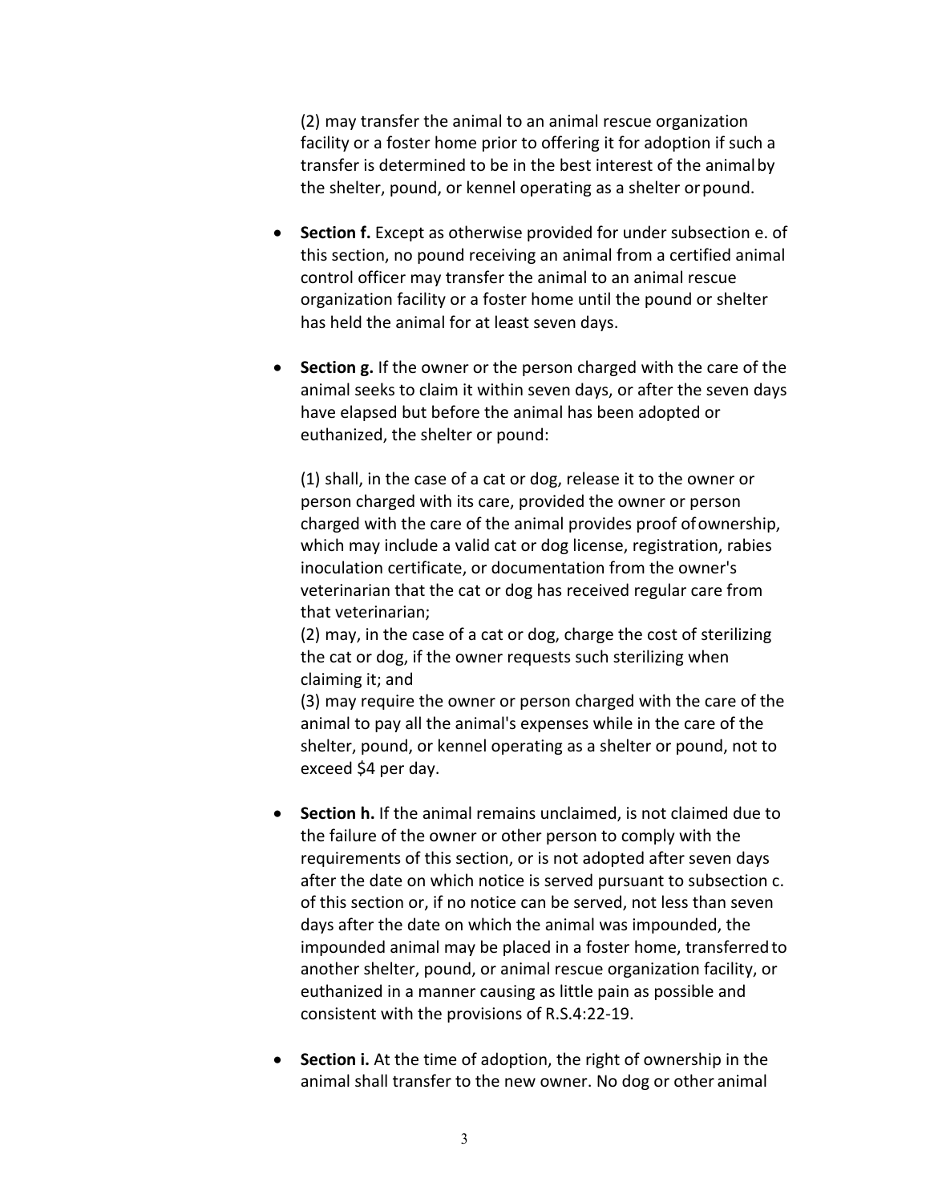(2) may transfer the animal to an animal rescue organization facility or a foster home prior to offering it for adoption if such a transfer is determined to be in the best interest of the animal by the shelter, pound, or kennel operating as a shelter or pound.

- **Section f.** Except as otherwise provided for under subsection e. of this section, no pound receiving an animal from a certified animal control officer may transfer the animal to an animal rescue organization facility or a foster home until the pound or shelter has held the animal for at least seven days.

- **Section g.** If the owner or the person charged with the care of the animal seeks to claim it within seven days, or after the seven days have elapsed but before the animal has been adopted or euthanized, the shelter or pound:

  (1) shall, in the case of a cat or dog, release it to the owner or person charged with its care, provided the owner or person charged with the care of the animal provides proof of ownership, which may include a valid cat or dog license, registration, rabies inoculation certificate, or documentation from the owner's veterinarian that the cat or dog has received regular care from that veterinarian;
  (2) may, in the case of a cat or dog, charge the cost of sterilizing the cat or dog, if the owner requests such sterilizing when claiming it; and
  (3) may require the owner or person charged with the care of the animal to pay all the animal's expenses while in the care of the shelter, pound, or kennel operating as a shelter or pound, not to exceed $4 per day.

- **Section h.** If the animal remains unclaimed, is not claimed due to the failure of the owner or other person to comply with the requirements of this section, or is not adopted after seven days after the date on which notice is served pursuant to subsection c. of this section or, if no notice can be served, not less than seven days after the date on which the animal was impounded, the impounded animal may be placed in a foster home, transferred to another shelter, pound, or animal rescue organization facility, or euthanized in a manner causing as little pain as possible and consistent with the provisions of R.S.4:22-19.

- **Section i.** At the time of adoption, the right of ownership in the animal shall transfer to the new owner. No dog or other animal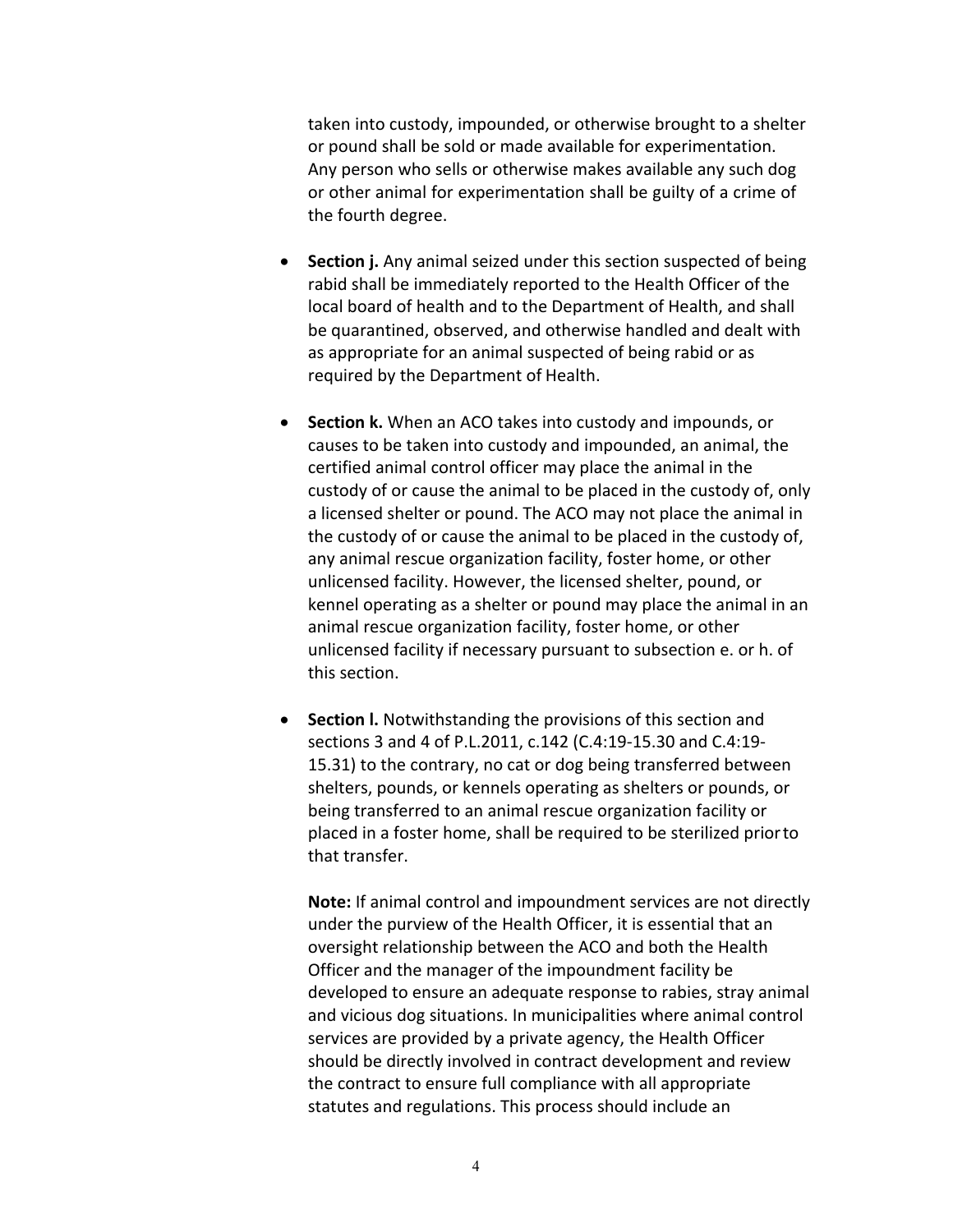taken into custody, impounded, or otherwise brought to a shelter or pound shall be sold or made available for experimentation. Any person who sells or otherwise makes available any such dog or other animal for experimentation shall be guilty of a crime of the fourth degree.

- **Section j.** Any animal seized under this section suspected of being rabid shall be immediately reported to the Health Officer of the local board of health and to the Department of Health, and shall be quarantined, observed, and otherwise handled and dealt with as appropriate for an animal suspected of being rabid or as required by the Department of Health.

- **Section k.** When an ACO takes into custody and impounds, or causes to be taken into custody and impounded, an animal, the certified animal control officer may place the animal in the custody of or cause the animal to be placed in the custody of, only a licensed shelter or pound. The ACO may not place the animal in the custody of or cause the animal to be placed in the custody of, any animal rescue organization facility, foster home, or other unlicensed facility. However, the licensed shelter, pound, or kennel operating as a shelter or pound may place the animal in an animal rescue organization facility, foster home, or other unlicensed facility if necessary pursuant to subsection e. or h. of this section.

- **Section l.** Notwithstanding the provisions of this section and sections 3 and 4 of P.L.2011, c.142 (C.4:19-15.30 and C.4:19-15.31) to the contrary, no cat or dog being transferred between shelters, pounds, or kennels operating as shelters or pounds, or being transferred to an animal rescue organization facility or placed in a foster home, shall be required to be sterilized prior to that transfer.

  **Note:** If animal control and impoundment services are not directly under the purview of the Health Officer, it is essential that an oversight relationship between the ACO and both the Health Officer and the manager of the impoundment facility be developed to ensure an adequate response to rabies, stray animal and vicious dog situations. In municipalities where animal control services are provided by a private agency, the Health Officer should be directly involved in contract development and review the contract to ensure full compliance with all appropriate statutes and regulations. This process should include an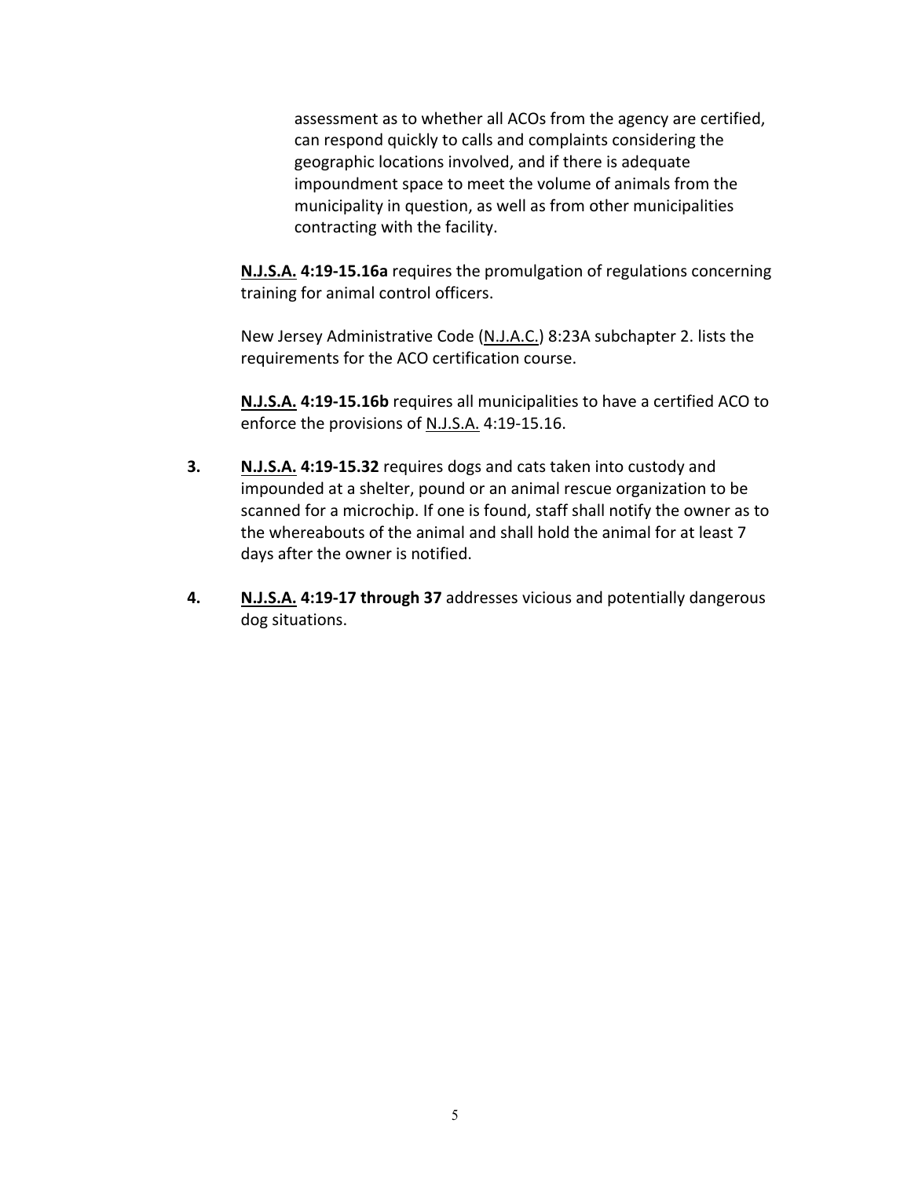assessment as to whether all ACOs from the agency are certified, can respond quickly to calls and complaints considering the geographic locations involved, and if there is adequate impoundment space to meet the volume of animals from the municipality in question, as well as from other municipalities contracting with the facility.

**N.J.S.A. 4:19-15.16a** requires the promulgation of regulations concerning training for animal control officers.

New Jersey Administrative Code (N.J.A.C.) 8:23A subchapter 2. lists the requirements for the ACO certification course.

**N.J.S.A. 4:19-15.16b** requires all municipalities to have a certified ACO to enforce the provisions of N.J.S.A. 4:19-15.16.

**3.** **N.J.S.A. 4:19-15.32** requires dogs and cats taken into custody and impounded at a shelter, pound or an animal rescue organization to be scanned for a microchip. If one is found, staff shall notify the owner as to the whereabouts of the animal and shall hold the animal for at least 7 days after the owner is notified.

**4.** **N.J.S.A. 4:19-17 through 37** addresses vicious and potentially dangerous dog situations.